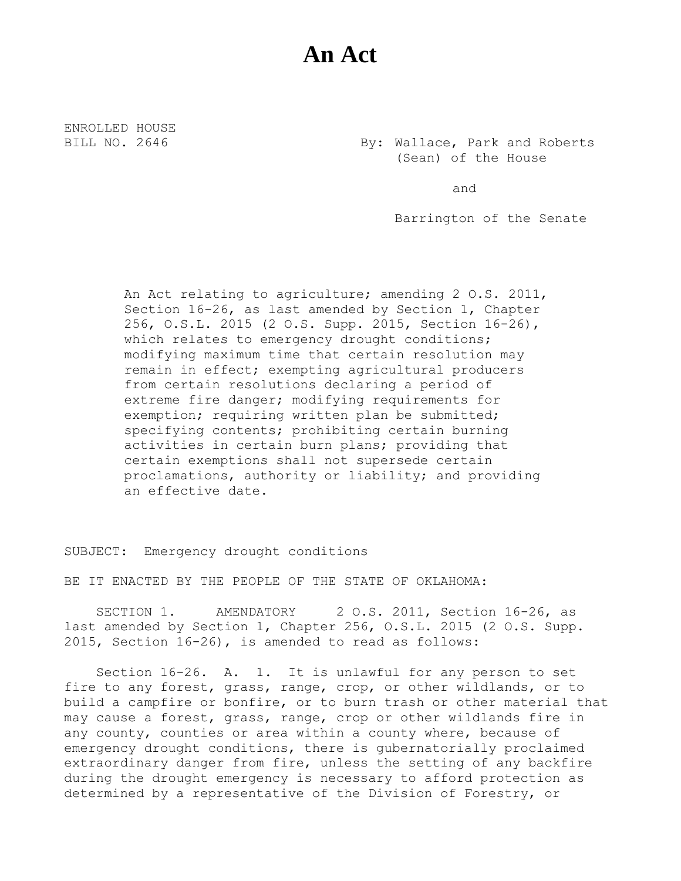# An Act

ENROLLED HOUSE
BILL NO. 2646

By: Wallace, Park and Roberts (Sean) of the House

and

Barrington of the Senate

An Act relating to agriculture; amending 2 O.S. 2011, Section 16-26, as last amended by Section 1, Chapter 256, O.S.L. 2015 (2 O.S. Supp. 2015, Section 16-26), which relates to emergency drought conditions; modifying maximum time that certain resolution may remain in effect; exempting agricultural producers from certain resolutions declaring a period of extreme fire danger; modifying requirements for exemption; requiring written plan be submitted; specifying contents; prohibiting certain burning activities in certain burn plans; providing that certain exemptions shall not supersede certain proclamations, authority or liability; and providing an effective date.

SUBJECT: Emergency drought conditions

BE IT ENACTED BY THE PEOPLE OF THE STATE OF OKLAHOMA:

SECTION 1. AMENDATORY 2 O.S. 2011, Section 16-26, as last amended by Section 1, Chapter 256, O.S.L. 2015 (2 O.S. Supp. 2015, Section 16-26), is amended to read as follows:

Section 16-26. A. 1. It is unlawful for any person to set fire to any forest, grass, range, crop, or other wildlands, or to build a campfire or bonfire, or to burn trash or other material that may cause a forest, grass, range, crop or other wildlands fire in any county, counties or area within a county where, because of emergency drought conditions, there is gubernatorially proclaimed extraordinary danger from fire, unless the setting of any backfire during the drought emergency is necessary to afford protection as determined by a representative of the Division of Forestry, or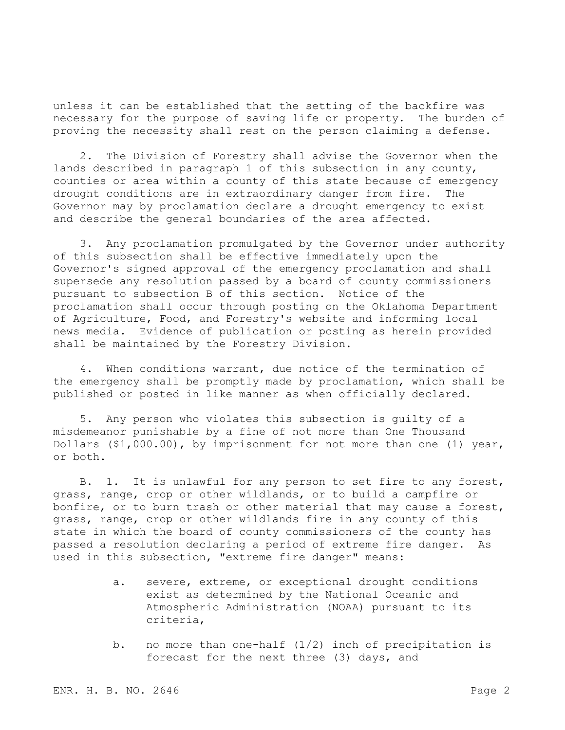unless it can be established that the setting of the backfire was necessary for the purpose of saving life or property. The burden of proving the necessity shall rest on the person claiming a defense.

2. The Division of Forestry shall advise the Governor when the lands described in paragraph 1 of this subsection in any county, counties or area within a county of this state because of emergency drought conditions are in extraordinary danger from fire. The Governor may by proclamation declare a drought emergency to exist and describe the general boundaries of the area affected.

3. Any proclamation promulgated by the Governor under authority of this subsection shall be effective immediately upon the Governor's signed approval of the emergency proclamation and shall supersede any resolution passed by a board of county commissioners pursuant to subsection B of this section. Notice of the proclamation shall occur through posting on the Oklahoma Department of Agriculture, Food, and Forestry's website and informing local news media. Evidence of publication or posting as herein provided shall be maintained by the Forestry Division.

4. When conditions warrant, due notice of the termination of the emergency shall be promptly made by proclamation, which shall be published or posted in like manner as when officially declared.

5. Any person who violates this subsection is guilty of a misdemeanor punishable by a fine of not more than One Thousand Dollars ($1,000.00), by imprisonment for not more than one (1) year, or both.

B. 1. It is unlawful for any person to set fire to any forest, grass, range, crop or other wildlands, or to build a campfire or bonfire, or to burn trash or other material that may cause a forest, grass, range, crop or other wildlands fire in any county of this state in which the board of county commissioners of the county has passed a resolution declaring a period of extreme fire danger. As used in this subsection, "extreme fire danger" means:

a. severe, extreme, or exceptional drought conditions exist as determined by the National Oceanic and Atmospheric Administration (NOAA) pursuant to its criteria,

b. no more than one-half (1/2) inch of precipitation is forecast for the next three (3) days, and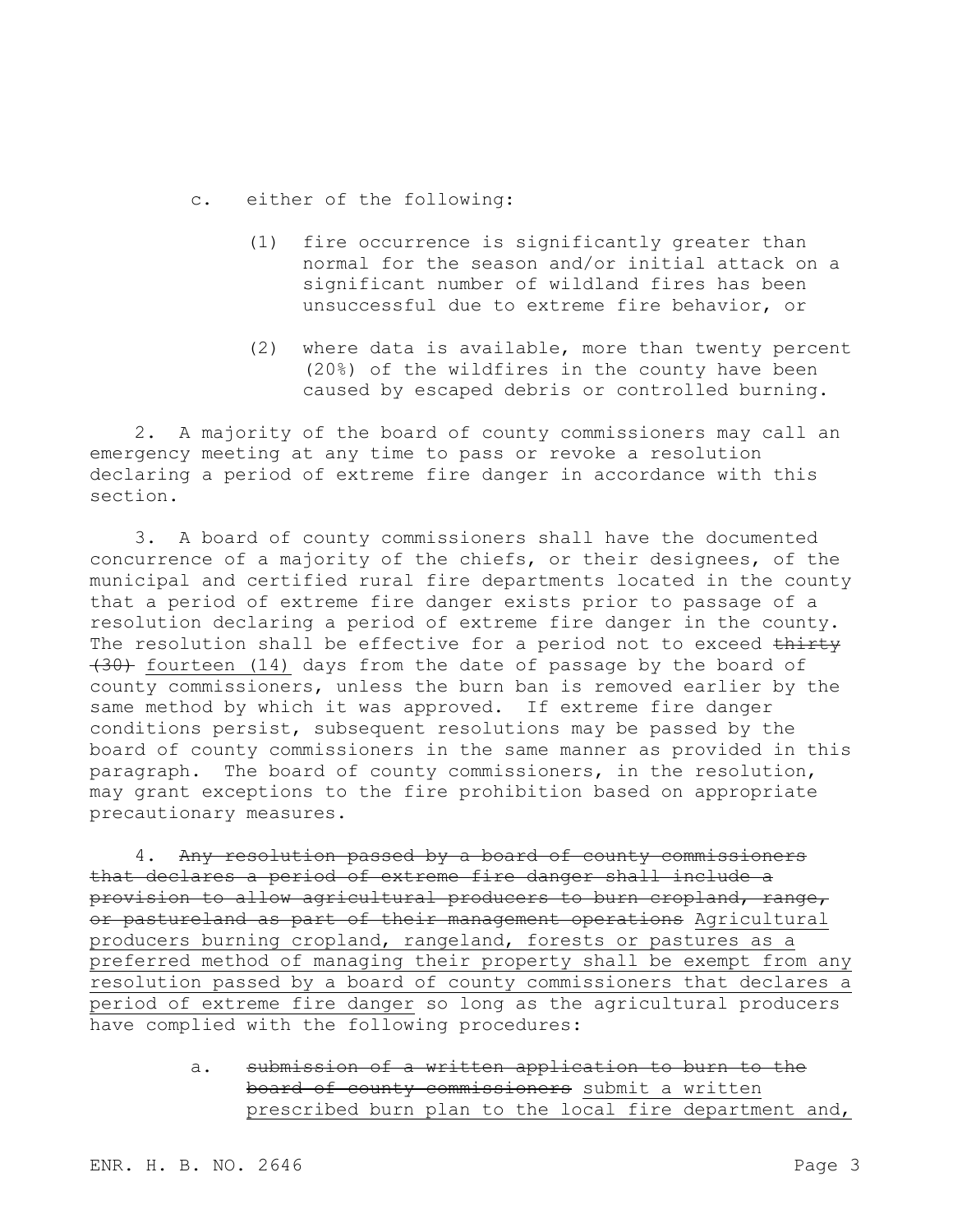c. either of the following:

(1) fire occurrence is significantly greater than normal for the season and/or initial attack on a significant number of wildland fires has been unsuccessful due to extreme fire behavior, or

(2) where data is available, more than twenty percent (20%) of the wildfires in the county have been caused by escaped debris or controlled burning.

2. A majority of the board of county commissioners may call an emergency meeting at any time to pass or revoke a resolution declaring a period of extreme fire danger in accordance with this section.

3. A board of county commissioners shall have the documented concurrence of a majority of the chiefs, or their designees, of the municipal and certified rural fire departments located in the county that a period of extreme fire danger exists prior to passage of a resolution declaring a period of extreme fire danger in the county. The resolution shall be effective for a period not to exceed ~~thirty (30)~~ <u>fourteen (14)</u> days from the date of passage by the board of county commissioners, unless the burn ban is removed earlier by the same method by which it was approved. If extreme fire danger conditions persist, subsequent resolutions may be passed by the board of county commissioners in the same manner as provided in this paragraph. The board of county commissioners, in the resolution, may grant exceptions to the fire prohibition based on appropriate precautionary measures.

4. ~~Any resolution passed by a board of county commissioners that declares a period of extreme fire danger shall include a provision to allow agricultural producers to burn cropland, range, or pastureland as part of their management operations~~ <u>Agricultural producers burning cropland, rangeland, forests or pastures as a preferred method of managing their property shall be exempt from any resolution passed by a board of county commissioners that declares a period of extreme fire danger</u> so long as the agricultural producers have complied with the following procedures:

a. ~~submission of a written application to burn to the board of county commissioners~~ <u>submit a written prescribed burn plan to the local fire department and,</u>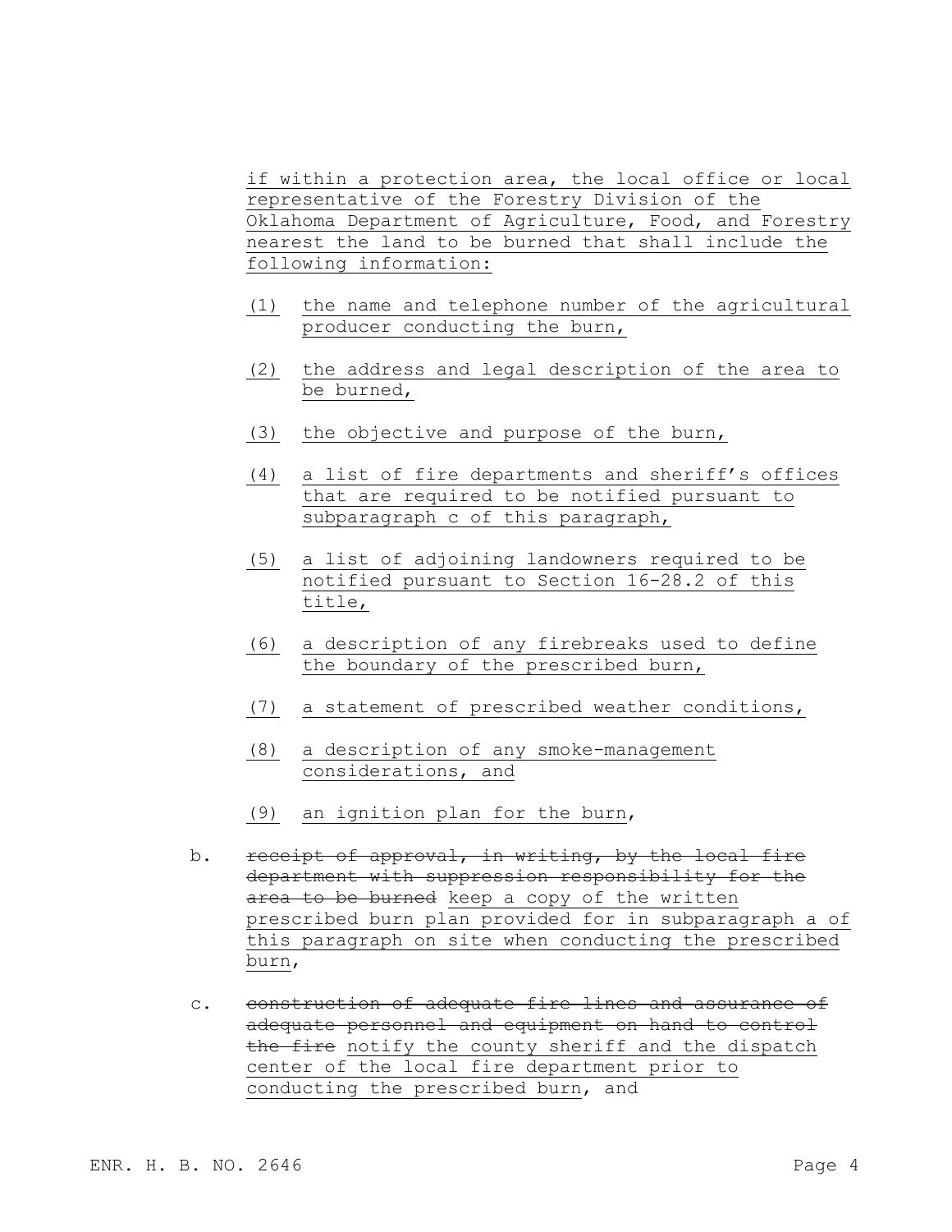<u>if within a protection area, the local office or local representative of the Forestry Division of the Oklahoma Department of Agriculture, Food, and Forestry nearest the land to be burned that shall include the following information:</u>

<u>(1) the name and telephone number of the agricultural producer conducting the burn,</u>

<u>(2) the address and legal description of the area to be burned,</u>

<u>(3) the objective and purpose of the burn,</u>

<u>(4) a list of fire departments and sheriff's offices that are required to be notified pursuant to subparagraph c of this paragraph,</u>

<u>(5) a list of adjoining landowners required to be notified pursuant to Section 16-28.2 of this title,</u>

<u>(6) a description of any firebreaks used to define the boundary of the prescribed burn,</u>

<u>(7) a statement of prescribed weather conditions,</u>

<u>(8) a description of any smoke-management considerations, and</u>

<u>(9) an ignition plan for the burn</u>,

b. ~~receipt of approval, in writing, by the local fire department with suppression responsibility for the area to be burned~~ <u>keep a copy of the written prescribed burn plan provided for in subparagraph a of this paragraph on site when conducting the prescribed burn</u>,

c. ~~construction of adequate fire lines and assurance of adequate personnel and equipment on hand to control the fire~~ <u>notify the county sheriff and the dispatch center of the local fire department prior to conducting the prescribed burn</u>, and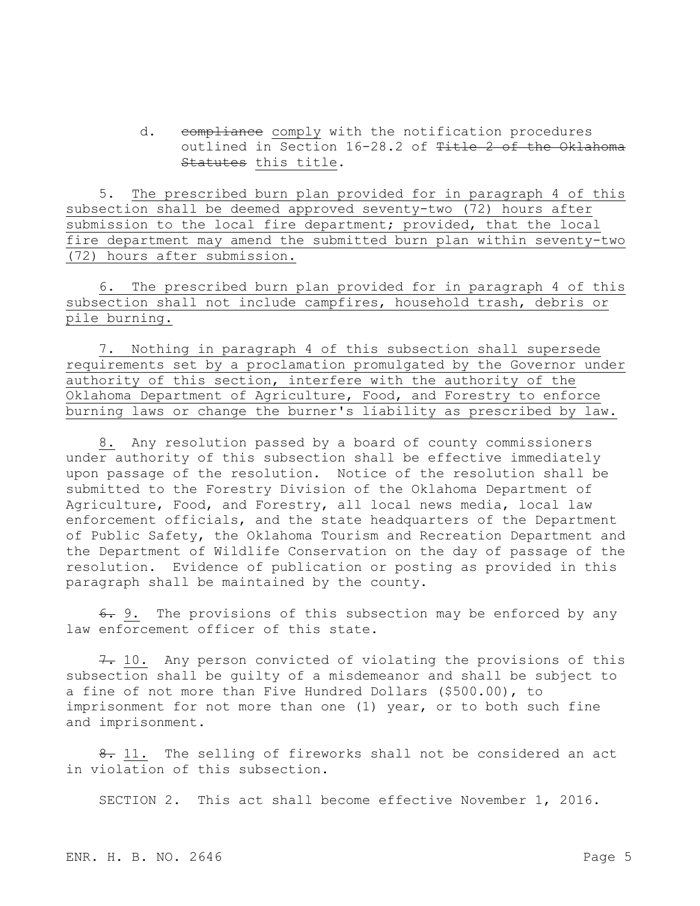d. ~~compliance~~ comply with the notification procedures outlined in Section 16-28.2 of ~~Title 2 of the Oklahoma Statutes~~ this title.

5. The prescribed burn plan provided for in paragraph 4 of this subsection shall be deemed approved seventy-two (72) hours after submission to the local fire department; provided, that the local fire department may amend the submitted burn plan within seventy-two (72) hours after submission.

6. The prescribed burn plan provided for in paragraph 4 of this subsection shall not include campfires, household trash, debris or pile burning.

7. Nothing in paragraph 4 of this subsection shall supersede requirements set by a proclamation promulgated by the Governor under authority of this section, interfere with the authority of the Oklahoma Department of Agriculture, Food, and Forestry to enforce burning laws or change the burner's liability as prescribed by law.

8. Any resolution passed by a board of county commissioners under authority of this subsection shall be effective immediately upon passage of the resolution. Notice of the resolution shall be submitted to the Forestry Division of the Oklahoma Department of Agriculture, Food, and Forestry, all local news media, local law enforcement officials, and the state headquarters of the Department of Public Safety, the Oklahoma Tourism and Recreation Department and the Department of Wildlife Conservation on the day of passage of the resolution. Evidence of publication or posting as provided in this paragraph shall be maintained by the county.

~~6.~~ 9. The provisions of this subsection may be enforced by any law enforcement officer of this state.

~~7.~~ 10. Any person convicted of violating the provisions of this subsection shall be guilty of a misdemeanor and shall be subject to a fine of not more than Five Hundred Dollars ($500.00), to imprisonment for not more than one (1) year, or to both such fine and imprisonment.

~~8.~~ 11. The selling of fireworks shall not be considered an act in violation of this subsection.

SECTION 2. This act shall become effective November 1, 2016.

ENR. H. B. NO. 2646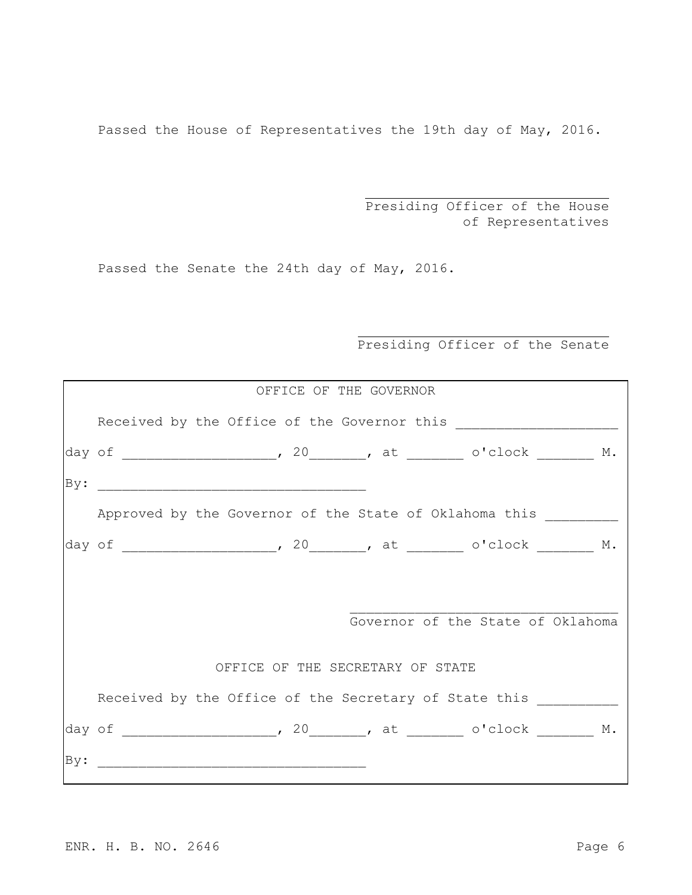Passed the House of Representatives the 19th day of May, 2016.

________________________________
Presiding Officer of the House of Representatives

Passed the Senate the 24th day of May, 2016.

________________________________
Presiding Officer of the Senate

OFFICE OF THE GOVERNOR

Received by the Office of the Governor this ____________________ day of ___________________, 20_______, at _______ o'clock _______ M.

By: _________________________________

Approved by the Governor of the State of Oklahoma this _________ day of ___________________, 20_______, at _______ o'clock _______ M.

_________________________________
Governor of the State of Oklahoma

OFFICE OF THE SECRETARY OF STATE

Received by the Office of the Secretary of State this __________ day of ___________________, 20_______, at _______ o'clock _______ M.

By: _________________________________